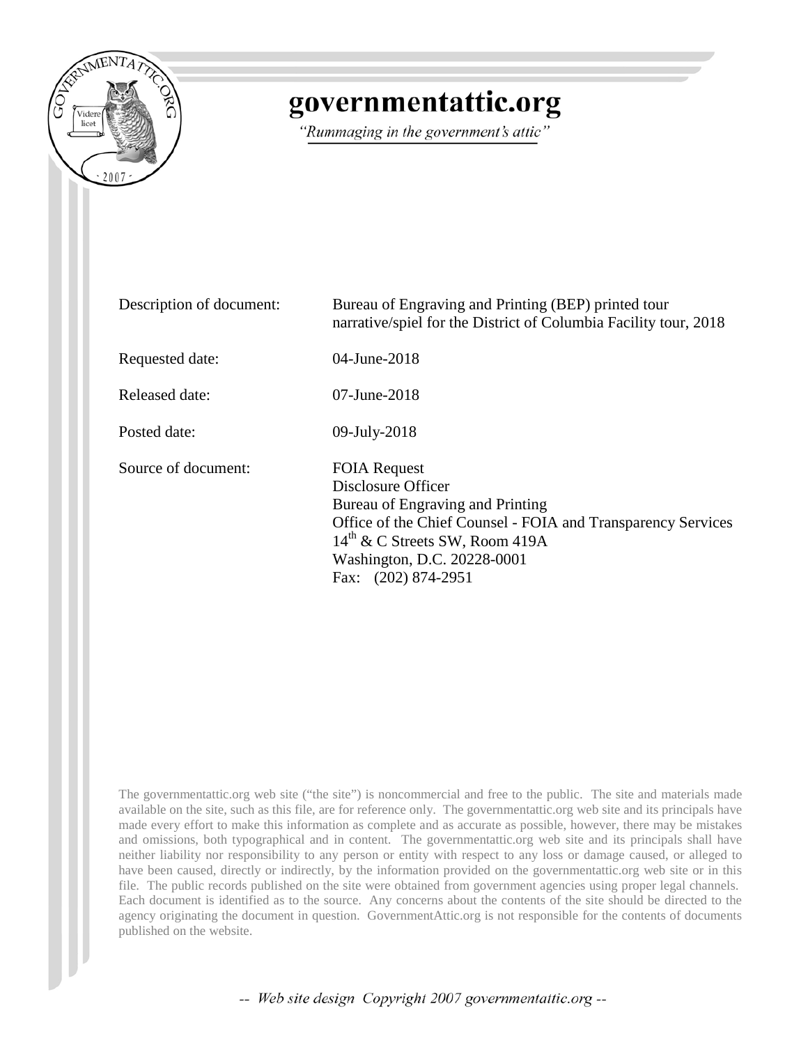# governmentattic.org

*"Rummaging in the government's attic"*

| | |
|---|---|
| Description of document: | Bureau of Engraving and Printing (BEP) printed tour narrative/spiel for the District of Columbia Facility tour, 2018 |
| Requested date: | 04-June-2018 |
| Released date: | 07-June-2018 |
| Posted date: | 09-July-2018 |
| Source of document: | FOIA Request<br>Disclosure Officer<br>Bureau of Engraving and Printing<br>Office of the Chief Counsel - FOIA and Transparency Services<br>14th & C Streets SW, Room 419A<br>Washington, D.C. 20228-0001<br>Fax: (202) 874-2951 |

The governmentattic.org web site ("the site") is noncommercial and free to the public. The site and materials made available on the site, such as this file, are for reference only. The governmentattic.org web site and its principals have made every effort to make this information as complete and as accurate as possible, however, there may be mistakes and omissions, both typographical and in content. The governmentattic.org web site and its principals shall have neither liability nor responsibility to any person or entity with respect to any loss or damage caused, or alleged to have been caused, directly or indirectly, by the information provided on the governmentattic.org web site or in this file. The public records published on the site were obtained from government agencies using proper legal channels. Each document is identified as to the source. Any concerns about the contents of the site should be directed to the agency originating the document in question. GovernmentAttic.org is not responsible for the contents of documents published on the website.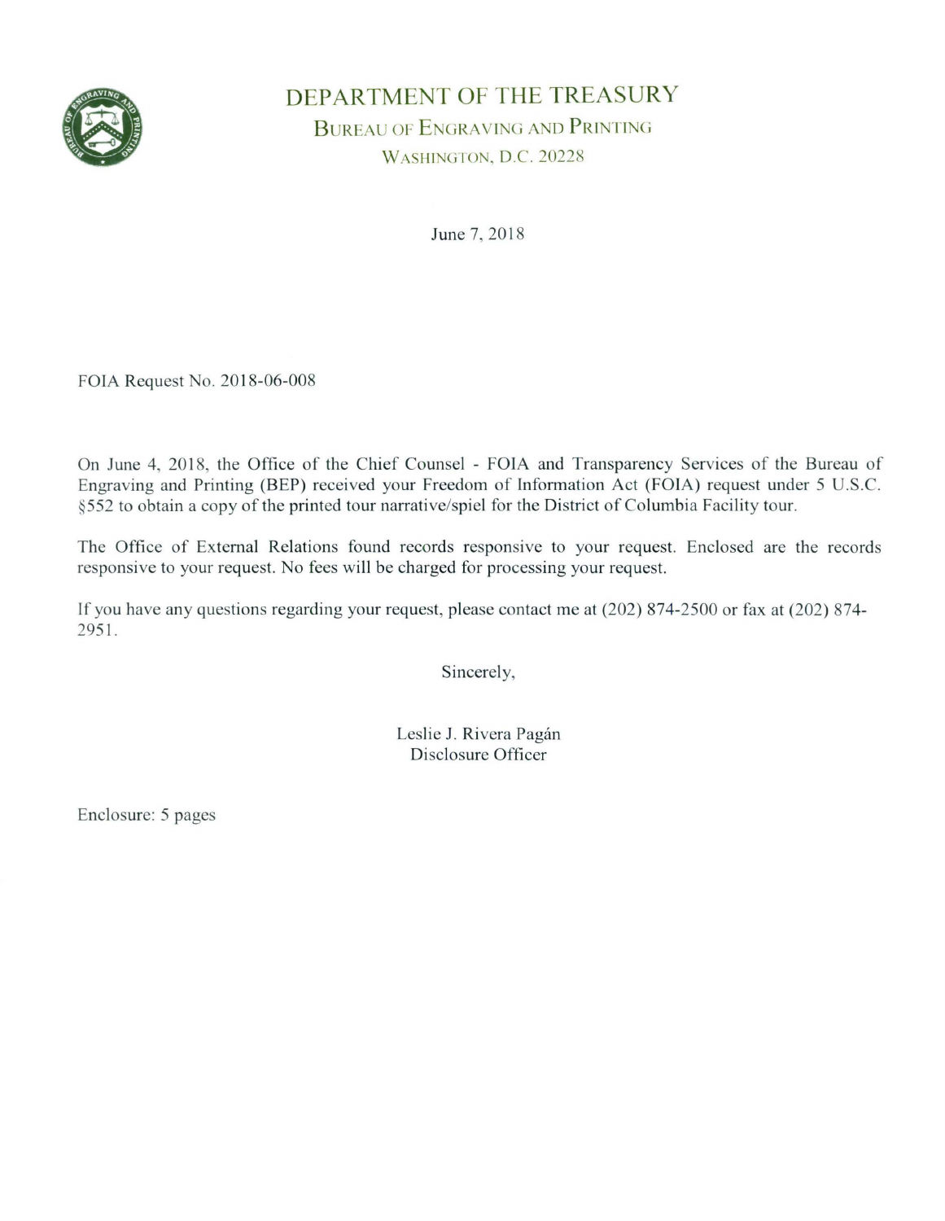# DEPARTMENT OF THE TREASURY

## BUREAU OF ENGRAVING AND PRINTING

WASHINGTON, D.C. 20228

June 7, 2018

FOIA Request No. 2018-06-008

On June 4, 2018, the Office of the Chief Counsel - FOIA and Transparency Services of the Bureau of Engraving and Printing (BEP) received your Freedom of Information Act (FOIA) request under 5 U.S.C. §552 to obtain a copy of the printed tour narrative/spiel for the District of Columbia Facility tour.

The Office of External Relations found records responsive to your request. Enclosed are the records responsive to your request. No fees will be charged for processing your request.

If you have any questions regarding your request, please contact me at (202) 874-2500 or fax at (202) 874-2951.

Sincerely,

Leslie J. Rivera Pagán
Disclosure Officer

Enclosure: 5 pages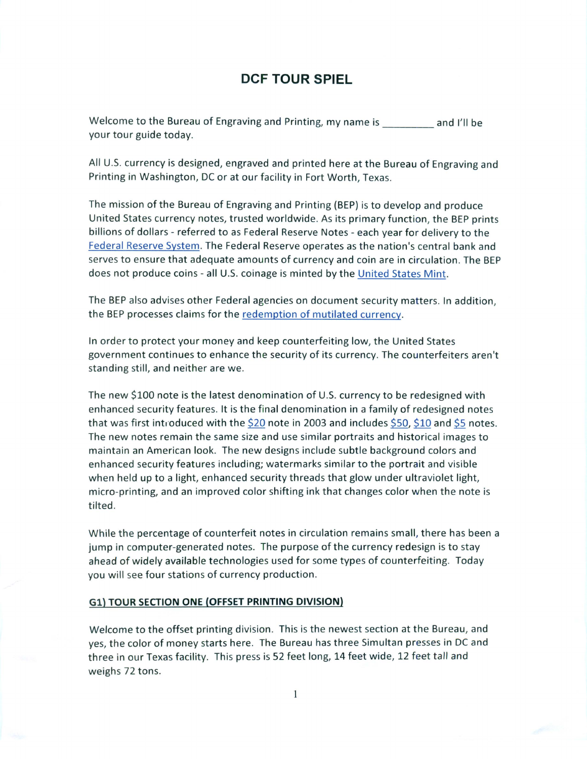# DCF TOUR SPIEL

Welcome to the Bureau of Engraving and Printing, my name is _________ and I'll be your tour guide today.

All U.S. currency is designed, engraved and printed here at the Bureau of Engraving and Printing in Washington, DC or at our facility in Fort Worth, Texas.

The mission of the Bureau of Engraving and Printing (BEP) is to develop and produce United States currency notes, trusted worldwide. As its primary function, the BEP prints billions of dollars - referred to as Federal Reserve Notes - each year for delivery to the Federal Reserve System. The Federal Reserve operates as the nation's central bank and serves to ensure that adequate amounts of currency and coin are in circulation. The BEP does not produce coins - all U.S. coinage is minted by the United States Mint.

The BEP also advises other Federal agencies on document security matters. In addition, the BEP processes claims for the redemption of mutilated currency.

In order to protect your money and keep counterfeiting low, the United States government continues to enhance the security of its currency. The counterfeiters aren't standing still, and neither are we.

The new $100 note is the latest denomination of U.S. currency to be redesigned with enhanced security features. It is the final denomination in a family of redesigned notes that was first introduced with the $20 note in 2003 and includes $50, $10 and $5 notes. The new notes remain the same size and use similar portraits and historical images to maintain an American look. The new designs include subtle background colors and enhanced security features including; watermarks similar to the portrait and visible when held up to a light, enhanced security threads that glow under ultraviolet light, micro-printing, and an improved color shifting ink that changes color when the note is tilted.

While the percentage of counterfeit notes in circulation remains small, there has been a jump in computer-generated notes. The purpose of the currency redesign is to stay ahead of widely available technologies used for some types of counterfeiting. Today you will see four stations of currency production.

**G1) TOUR SECTION ONE (OFFSET PRINTING DIVISION)**

Welcome to the offset printing division. This is the newest section at the Bureau, and yes, the color of money starts here. The Bureau has three Simultan presses in DC and three in our Texas facility. This press is 52 feet long, 14 feet wide, 12 feet tall and weighs 72 tons.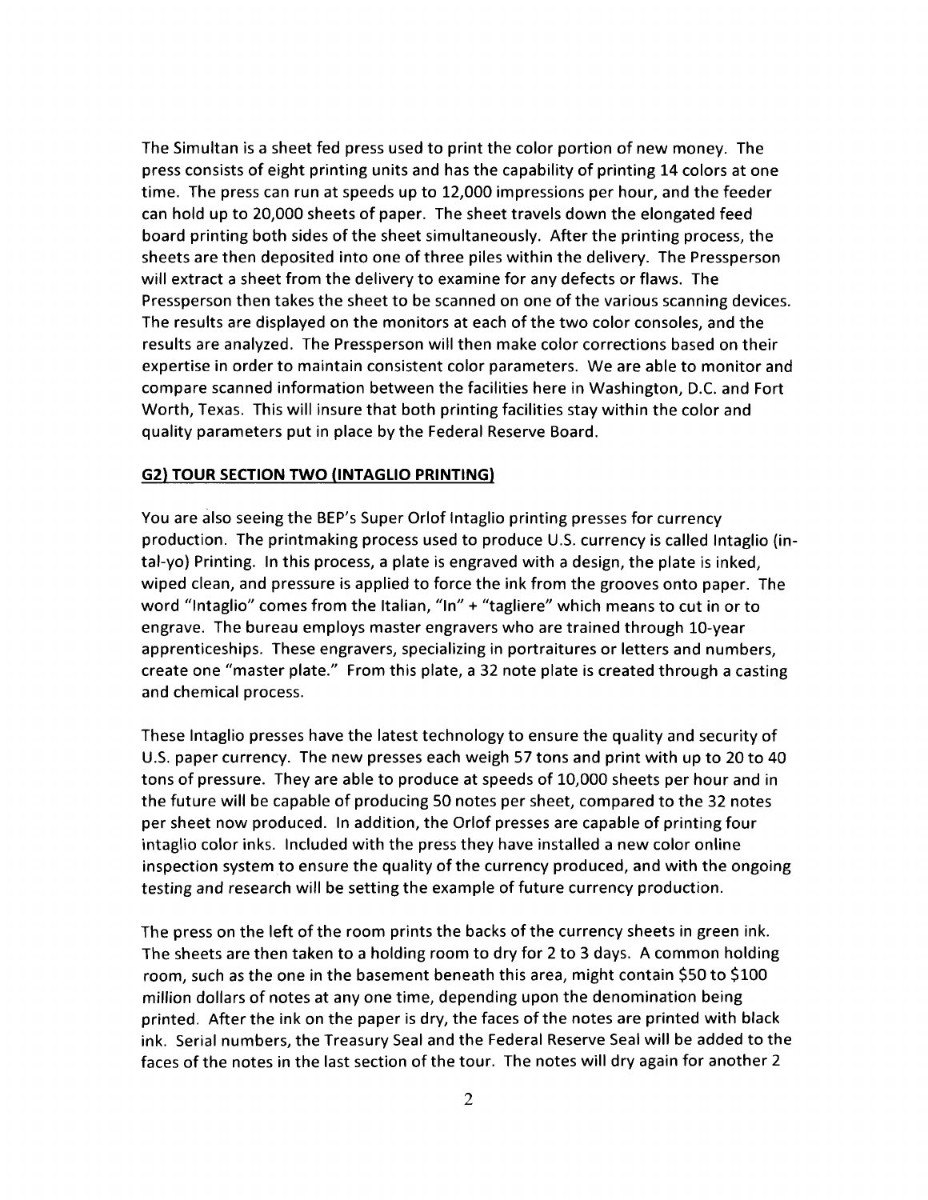The Simultan is a sheet fed press used to print the color portion of new money. The press consists of eight printing units and has the capability of printing 14 colors at one time. The press can run at speeds up to 12,000 impressions per hour, and the feeder can hold up to 20,000 sheets of paper. The sheet travels down the elongated feed board printing both sides of the sheet simultaneously. After the printing process, the sheets are then deposited into one of three piles within the delivery. The Pressperson will extract a sheet from the delivery to examine for any defects or flaws. The Pressperson then takes the sheet to be scanned on one of the various scanning devices. The results are displayed on the monitors at each of the two color consoles, and the results are analyzed. The Pressperson will then make color corrections based on their expertise in order to maintain consistent color parameters. We are able to monitor and compare scanned information between the facilities here in Washington, D.C. and Fort Worth, Texas. This will insure that both printing facilities stay within the color and quality parameters put in place by the Federal Reserve Board.

## G2) TOUR SECTION TWO (INTAGLIO PRINTING)

You are also seeing the BEP's Super Orlof Intaglio printing presses for currency production. The printmaking process used to produce U.S. currency is called Intaglio (in-tal-yo) Printing. In this process, a plate is engraved with a design, the plate is inked, wiped clean, and pressure is applied to force the ink from the grooves onto paper. The word "Intaglio" comes from the Italian, "In" + "tagliere" which means to cut in or to engrave. The bureau employs master engravers who are trained through 10-year apprenticeships. These engravers, specializing in portraitures or letters and numbers, create one "master plate." From this plate, a 32 note plate is created through a casting and chemical process.

These Intaglio presses have the latest technology to ensure the quality and security of U.S. paper currency. The new presses each weigh 57 tons and print with up to 20 to 40 tons of pressure. They are able to produce at speeds of 10,000 sheets per hour and in the future will be capable of producing 50 notes per sheet, compared to the 32 notes per sheet now produced. In addition, the Orlof presses are capable of printing four intaglio color inks. Included with the press they have installed a new color online inspection system to ensure the quality of the currency produced, and with the ongoing testing and research will be setting the example of future currency production.

The press on the left of the room prints the backs of the currency sheets in green ink. The sheets are then taken to a holding room to dry for 2 to 3 days. A common holding room, such as the one in the basement beneath this area, might contain $50 to $100 million dollars of notes at any one time, depending upon the denomination being printed. After the ink on the paper is dry, the faces of the notes are printed with black ink. Serial numbers, the Treasury Seal and the Federal Reserve Seal will be added to the faces of the notes in the last section of the tour. The notes will dry again for another 2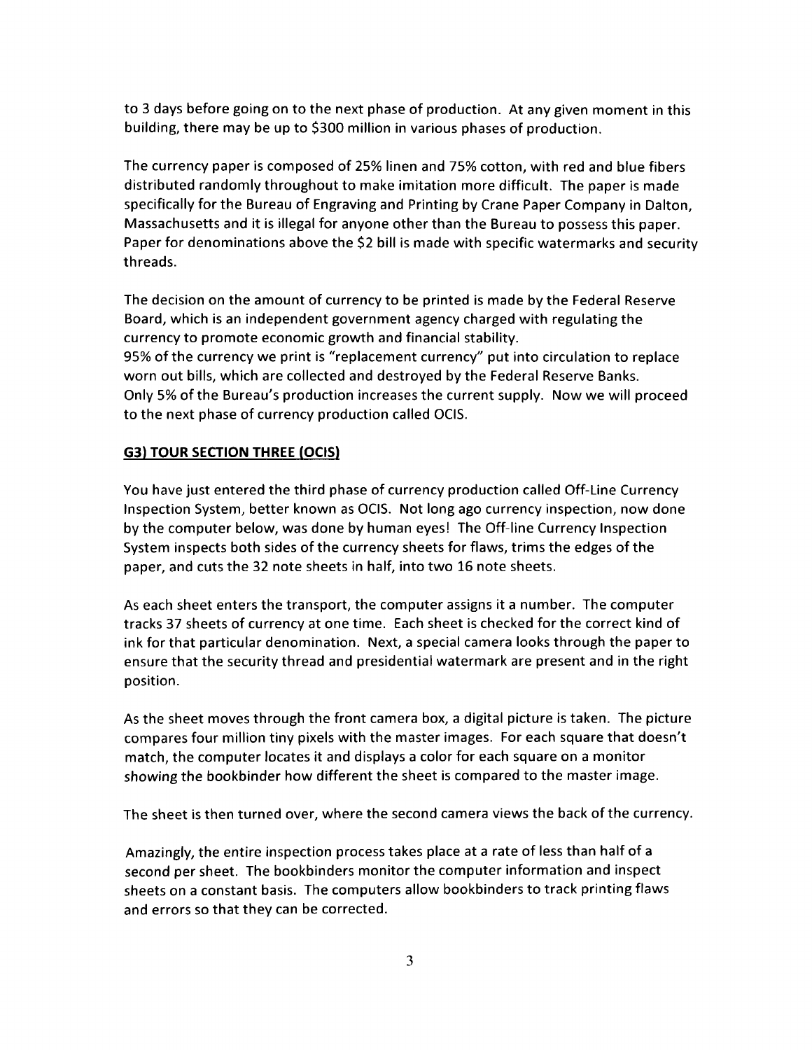to 3 days before going on to the next phase of production. At any given moment in this building, there may be up to $300 million in various phases of production.

The currency paper is composed of 25% linen and 75% cotton, with red and blue fibers distributed randomly throughout to make imitation more difficult. The paper is made specifically for the Bureau of Engraving and Printing by Crane Paper Company in Dalton, Massachusetts and it is illegal for anyone other than the Bureau to possess this paper. Paper for denominations above the $2 bill is made with specific watermarks and security threads.

The decision on the amount of currency to be printed is made by the Federal Reserve Board, which is an independent government agency charged with regulating the currency to promote economic growth and financial stability.
95% of the currency we print is "replacement currency" put into circulation to replace worn out bills, which are collected and destroyed by the Federal Reserve Banks.
Only 5% of the Bureau's production increases the current supply. Now we will proceed to the next phase of currency production called OCIS.

## G3) TOUR SECTION THREE (OCIS)

You have just entered the third phase of currency production called Off-Line Currency Inspection System, better known as OCIS. Not long ago currency inspection, now done by the computer below, was done by human eyes! The Off-line Currency Inspection System inspects both sides of the currency sheets for flaws, trims the edges of the paper, and cuts the 32 note sheets in half, into two 16 note sheets.

As each sheet enters the transport, the computer assigns it a number. The computer tracks 37 sheets of currency at one time. Each sheet is checked for the correct kind of ink for that particular denomination. Next, a special camera looks through the paper to ensure that the security thread and presidential watermark are present and in the right position.

As the sheet moves through the front camera box, a digital picture is taken. The picture compares four million tiny pixels with the master images. For each square that doesn't match, the computer locates it and displays a color for each square on a monitor showing the bookbinder how different the sheet is compared to the master image.

The sheet is then turned over, where the second camera views the back of the currency.

Amazingly, the entire inspection process takes place at a rate of less than half of a second per sheet. The bookbinders monitor the computer information and inspect sheets on a constant basis. The computers allow bookbinders to track printing flaws and errors so that they can be corrected.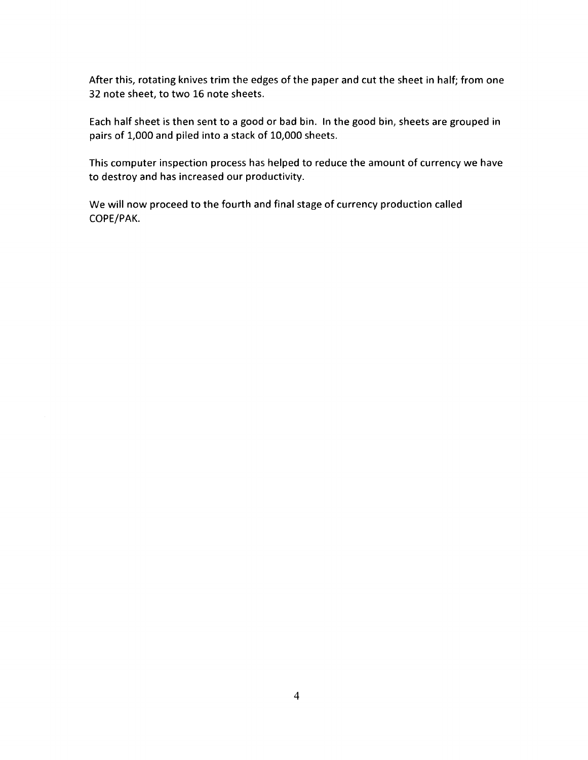After this, rotating knives trim the edges of the paper and cut the sheet in half; from one 32 note sheet, to two 16 note sheets.

Each half sheet is then sent to a good or bad bin. In the good bin, sheets are grouped in pairs of 1,000 and piled into a stack of 10,000 sheets.

This computer inspection process has helped to reduce the amount of currency we have to destroy and has increased our productivity.

We will now proceed to the fourth and final stage of currency production called COPE/PAK.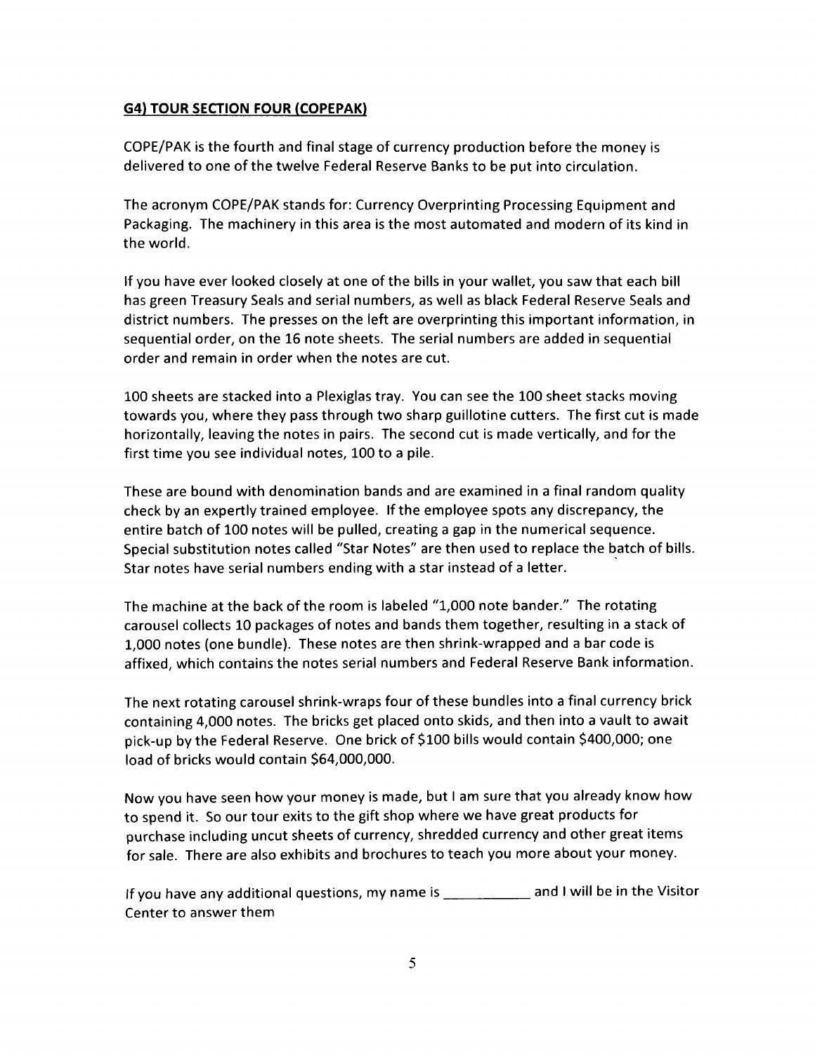## G4) TOUR SECTION FOUR (COPEPAK)

COPE/PAK is the fourth and final stage of currency production before the money is delivered to one of the twelve Federal Reserve Banks to be put into circulation.

The acronym COPE/PAK stands for: Currency Overprinting Processing Equipment and Packaging. The machinery in this area is the most automated and modern of its kind in the world.

If you have ever looked closely at one of the bills in your wallet, you saw that each bill has green Treasury Seals and serial numbers, as well as black Federal Reserve Seals and district numbers. The presses on the left are overprinting this important information, in sequential order, on the 16 note sheets. The serial numbers are added in sequential order and remain in order when the notes are cut.

100 sheets are stacked into a Plexiglas tray. You can see the 100 sheet stacks moving towards you, where they pass through two sharp guillotine cutters. The first cut is made horizontally, leaving the notes in pairs. The second cut is made vertically, and for the first time you see individual notes, 100 to a pile.

These are bound with denomination bands and are examined in a final random quality check by an expertly trained employee. If the employee spots any discrepancy, the entire batch of 100 notes will be pulled, creating a gap in the numerical sequence. Special substitution notes called "Star Notes" are then used to replace the batch of bills. Star notes have serial numbers ending with a star instead of a letter.

The machine at the back of the room is labeled "1,000 note bander." The rotating carousel collects 10 packages of notes and bands them together, resulting in a stack of 1,000 notes (one bundle). These notes are then shrink-wrapped and a bar code is affixed, which contains the notes serial numbers and Federal Reserve Bank information.

The next rotating carousel shrink-wraps four of these bundles into a final currency brick containing 4,000 notes. The bricks get placed onto skids, and then into a vault to await pick-up by the Federal Reserve. One brick of $100 bills would contain $400,000; one load of bricks would contain $64,000,000.

Now you have seen how your money is made, but I am sure that you already know how to spend it. So our tour exits to the gift shop where we have great products for purchase including uncut sheets of currency, shredded currency and other great items for sale. There are also exhibits and brochures to teach you more about your money.

If you have any additional questions, my name is ___________ and I will be in the Visitor Center to answer them